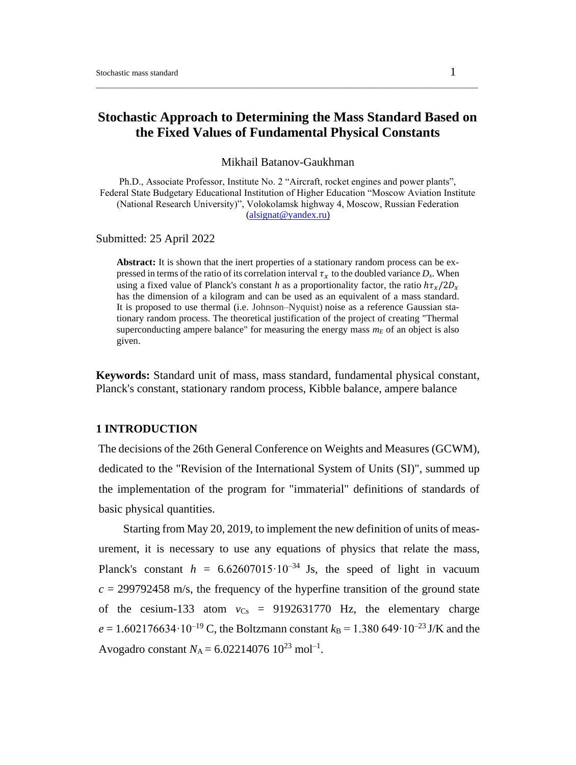# Stochastic Approach to Determining the Mass Standard Based on the Fixed Values of Fundamental Physical Constants

Mikhail Batanov-Gaukhman

Ph.D., Associate Professor, Institute No. 2 "Aircraft, rocket engines and power plants", Federal State Budgetary Educational Institution of Higher Education "Moscow Aviation Institute (National Research University)", Volokolamsk highway 4, Moscow, Russian Federation (alsignat@yandex.ru)

Submitted: 25 April 2022

**Abstract:** It is shown that the inert properties of a stationary random process can be expressed in terms of the ratio of its correlation interval $\tau_x$ to the doubled variance $D_x$. When using a fixed value of Planck's constant $h$ as a proportionality factor, the ratio $h\tau_x/2D_x$ has the dimension of a kilogram and can be used as an equivalent of a mass standard. It is proposed to use thermal (i.e. Johnson–Nyquist) noise as a reference Gaussian stationary random process. The theoretical justification of the project of creating "Thermal superconducting ampere balance" for measuring the energy mass $m_E$ of an object is also given.

**Keywords:** Standard unit of mass, mass standard, fundamental physical constant, Planck's constant, stationary random process, Kibble balance, ampere balance

## 1 INTRODUCTION

The decisions of the 26th General Conference on Weights and Measures (GCWM), dedicated to the "Revision of the International System of Units (SI)", summed up the implementation of the program for "immaterial" definitions of standards of basic physical quantities.

Starting from May 20, 2019, to implement the new definition of units of measurement, it is necessary to use any equations of physics that relate the mass, Planck's constant $h$ = 6.62607015·10$^{-34}$ Js, the speed of light in vacuum $c$ = 299792458 m/s, the frequency of the hyperfine transition of the ground state of the cesium-133 atom $\nu_{Cs}$ = 9192631770 Hz, the elementary charge $e$ = 1.602176634·10$^{-19}$ C, the Boltzmann constant $k_B$ = 1.380 649·10$^{-23}$ J/K and the Avogadro constant $N_A$ = 6.02214076 10$^{23}$ mol$^{-1}$.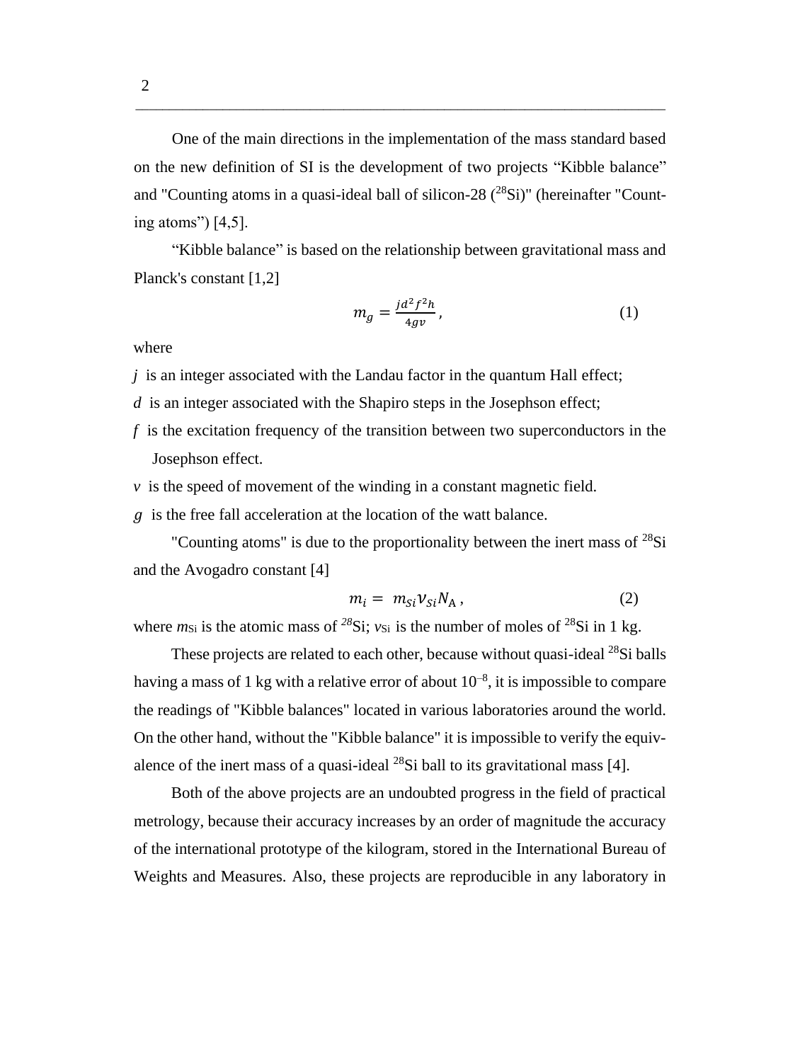One of the main directions in the implementation of the mass standard based on the new definition of SI is the development of two projects "Kibble balance" and "Counting atoms in a quasi-ideal ball of silicon-28 ($^{28}$Si)" (hereinafter "Counting atoms") [4,5].

"Kibble balance" is based on the relationship between gravitational mass and Planck's constant [1,2]

$$m_g = \frac{jd^2 f^2 h}{4gv}, \tag{1}$$

where

*j* is an integer associated with the Landau factor in the quantum Hall effect;

*d* is an integer associated with the Shapiro steps in the Josephson effect;

*f* is the excitation frequency of the transition between two superconductors in the Josephson effect.

*v* is the speed of movement of the winding in a constant magnetic field.

*g* is the free fall acceleration at the location of the watt balance.

"Counting atoms" is due to the proportionality between the inert mass of $^{28}$Si and the Avogadro constant [4]

$$m_i = m_{Si} \nu_{Si} N_A, \tag{2}$$

where $m_{Si}$ is the atomic mass of $^{28}$Si; $\nu_{Si}$ is the number of moles of $^{28}$Si in 1 kg.

These projects are related to each other, because without quasi-ideal $^{28}$Si balls having a mass of 1 kg with a relative error of about $10^{-8}$, it is impossible to compare the readings of "Kibble balances" located in various laboratories around the world. On the other hand, without the "Kibble balance" it is impossible to verify the equivalence of the inert mass of a quasi-ideal $^{28}$Si ball to its gravitational mass [4].

Both of the above projects are an undoubted progress in the field of practical metrology, because their accuracy increases by an order of magnitude the accuracy of the international prototype of the kilogram, stored in the International Bureau of Weights and Measures. Also, these projects are reproducible in any laboratory in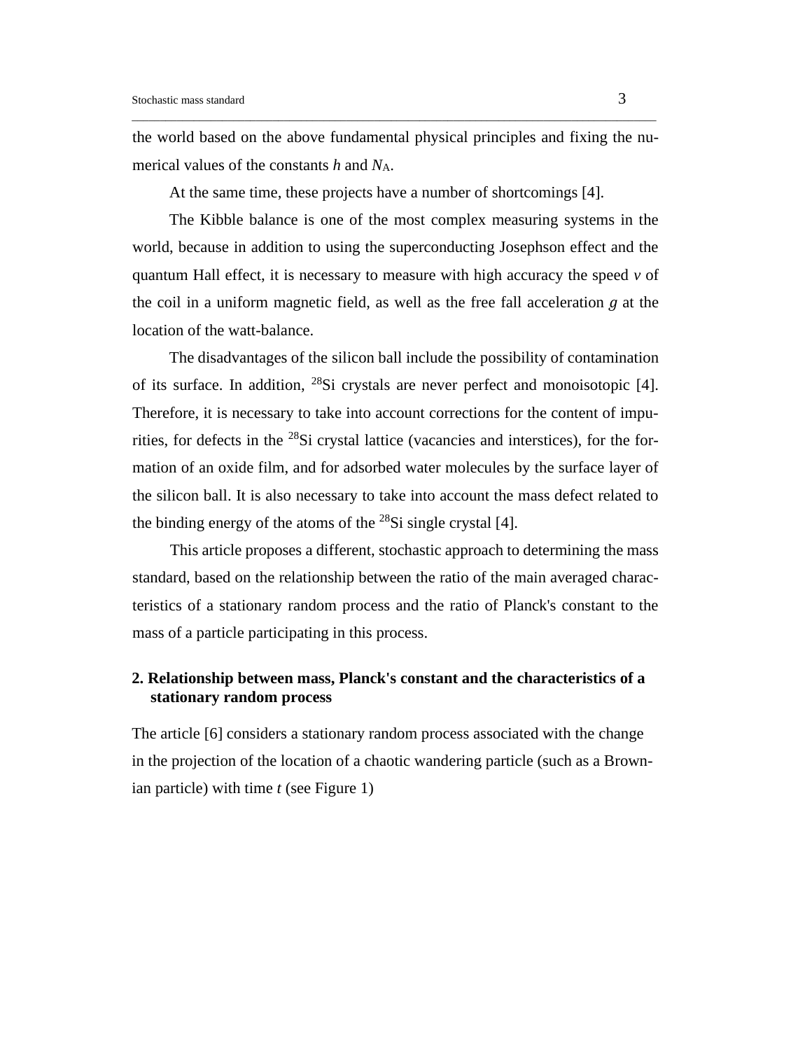the world based on the above fundamental physical principles and fixing the numerical values of the constants $h$ and $N_A$.

At the same time, these projects have a number of shortcomings [4].

The Kibble balance is one of the most complex measuring systems in the world, because in addition to using the superconducting Josephson effect and the quantum Hall effect, it is necessary to measure with high accuracy the speed $v$ of the coil in a uniform magnetic field, as well as the free fall acceleration $g$ at the location of the watt-balance.

The disadvantages of the silicon ball include the possibility of contamination of its surface. In addition, $^{28}$Si crystals are never perfect and monoisotopic [4]. Therefore, it is necessary to take into account corrections for the content of impurities, for defects in the $^{28}$Si crystal lattice (vacancies and interstices), for the formation of an oxide film, and for adsorbed water molecules by the surface layer of the silicon ball. It is also necessary to take into account the mass defect related to the binding energy of the atoms of the $^{28}$Si single crystal [4].

This article proposes a different, stochastic approach to determining the mass standard, based on the relationship between the ratio of the main averaged characteristics of a stationary random process and the ratio of Planck's constant to the mass of a particle participating in this process.

## 2. Relationship between mass, Planck's constant and the characteristics of a stationary random process

The article [6] considers a stationary random process associated with the change in the projection of the location of a chaotic wandering particle (such as a Brownian particle) with time $t$ (see Figure 1)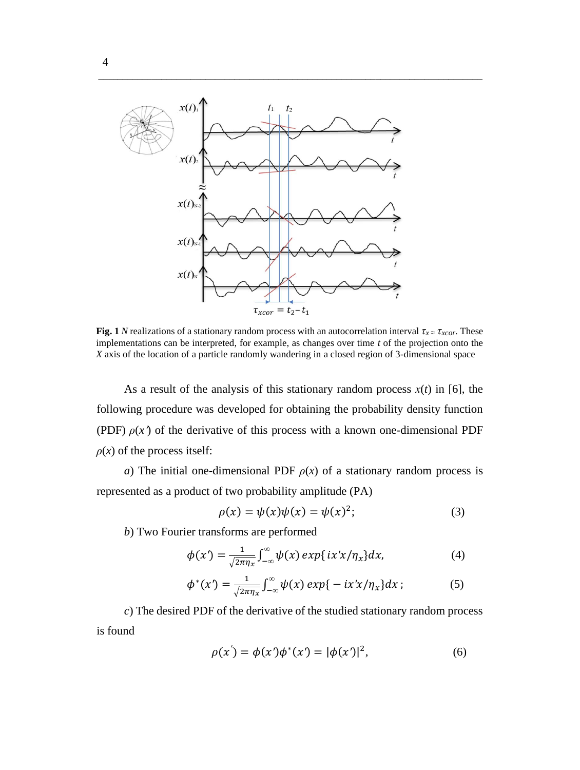**Fig. 1** *N* realizations of a stationary random process with an autocorrelation interval $\tau_x \approx \tau_{xcor}$. These implementations can be interpreted, for example, as changes over time *t* of the projection onto the *X* axis of the location of a particle randomly wandering in a closed region of 3-dimensional space

As a result of the analysis of this stationary random process $x(t)$ in [6], the following procedure was developed for obtaining the probability density function (PDF) $\rho(x')$ of the derivative of this process with a known one-dimensional PDF $\rho(x)$ of the process itself:

*a*) The initial one-dimensional PDF $\rho(x)$ of a stationary random process is represented as a product of two probability amplitude (PA)

$$\rho(x) = \psi(x)\psi(x) = \psi(x)^2; \tag{3}$$

*b*) Two Fourier transforms are performed

$$\phi(x') = \frac{1}{\sqrt{2\pi\eta_x}} \int_{-\infty}^{\infty} \psi(x)\, exp\{ix'x/\eta_x\}dx, \tag{4}$$

$$\phi^*(x') = \frac{1}{\sqrt{2\pi\eta_x}} \int_{-\infty}^{\infty} \psi(x)\, exp\{-ix'x/\eta_x\}dx\,; \tag{5}$$

*c*) The desired PDF of the derivative of the studied stationary random process is found

$$\rho(x') = \phi(x')\phi^*(x') = |\phi(x')|^2, \tag{6}$$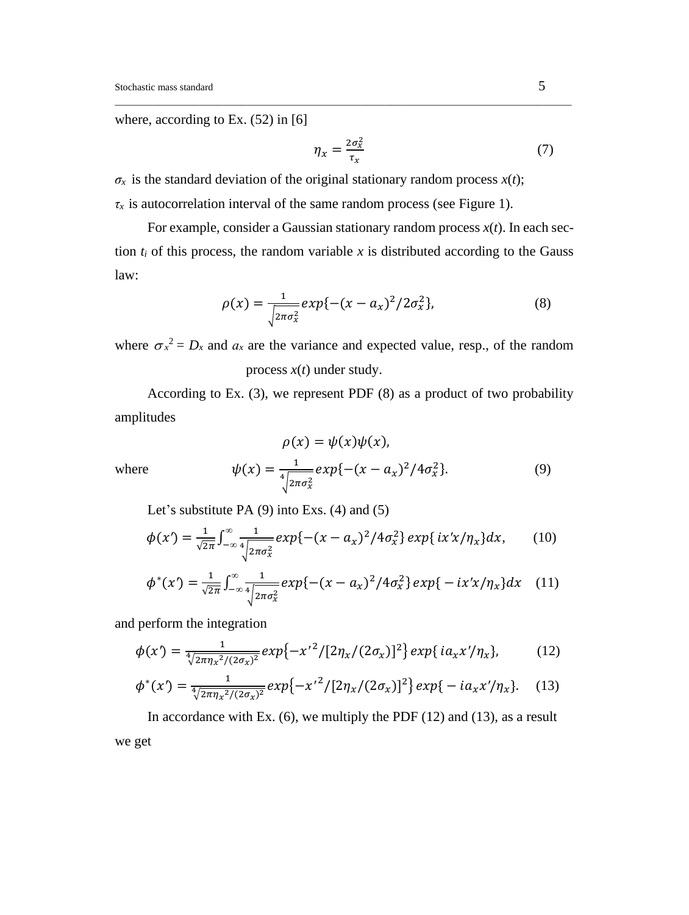where, according to Ex. (52) in [6]

$$\eta_x = \frac{2\sigma_x^2}{\tau_x} \tag{7}$$

$\sigma_x$ is the standard deviation of the original stationary random process $x(t)$;

$\tau_x$ is autocorrelation interval of the same random process (see Figure 1).

For example, consider a Gaussian stationary random process $x(t)$. In each section $t_i$ of this process, the random variable $x$ is distributed according to the Gauss law:

$$\rho(x) = \frac{1}{\sqrt{2\pi\sigma_x^2}} exp\{-(x-a_x)^2/2\sigma_x^2\}, \tag{8}$$

where $\sigma_x{}^2 = D_x$ and $a_x$ are the variance and expected value, resp., of the random process $x(t)$ under study.

According to Ex. (3), we represent PDF (8) as a product of two probability amplitudes

$$\rho(x) = \psi(x)\psi(x),$$

where

$$\psi(x) = \frac{1}{\sqrt[4]{2\pi\sigma_x^2}} exp\{-(x-a_x)^2/4\sigma_x^2\}. \tag{9}$$

Let's substitute PA (9) into Exs. (4) and (5)

$$\phi(x') = \frac{1}{\sqrt{2\pi}} \int_{-\infty}^{\infty} \frac{1}{\sqrt[4]{2\pi\sigma_x^2}} exp\{-(x-a_x)^2/4\sigma_x^2\} \, exp\{ix'x/\eta_x\} dx, \tag{10}$$

$$\phi^*(x') = \frac{1}{\sqrt{2\pi}} \int_{-\infty}^{\infty} \frac{1}{\sqrt[4]{2\pi\sigma_x^2}} exp\{-(x-a_x)^2/4\sigma_x^2\} \, exp\{-ix'x/\eta_x\} dx \tag{11}$$

and perform the integration

$$\phi(x') = \frac{1}{\sqrt[4]{2\pi\eta_x{}^2/(2\sigma_x)^2}} exp\{-x'^2/[2\eta_x/(2\sigma_x)]^2\} \, exp\{ia_x x'/\eta_x\}, \tag{12}$$

$$\phi^*(x') = \frac{1}{\sqrt[4]{2\pi\eta_x{}^2/(2\sigma_x)^2}} exp\{-x'^2/[2\eta_x/(2\sigma_x)]^2\} \, exp\{-ia_x x'/\eta_x\}. \tag{13}$$

In accordance with Ex. (6), we multiply the PDF (12) and (13), as a result we get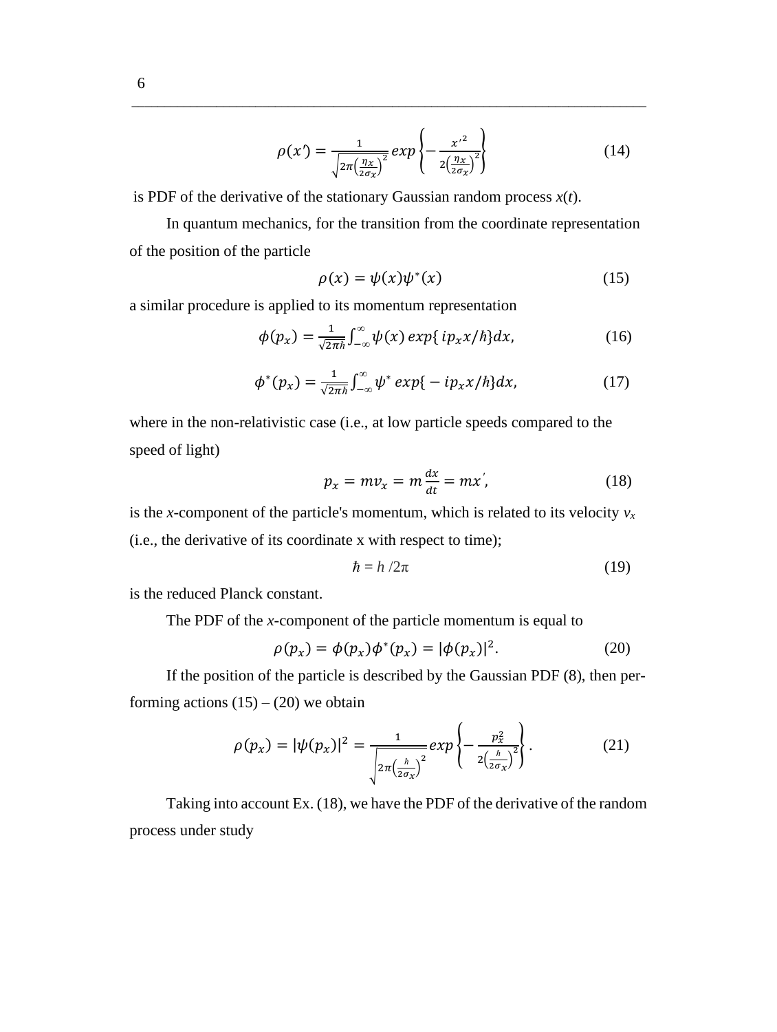$$\rho(x') = \frac{1}{\sqrt{2\pi\left(\frac{\eta_x}{2\sigma_x}\right)^2}} exp\left\{-\frac{x'^2}{2\left(\frac{\eta_x}{2\sigma_x}\right)^2}\right\} \tag{14}$$

is PDF of the derivative of the stationary Gaussian random process $x(t)$.

In quantum mechanics, for the transition from the coordinate representation of the position of the particle

$$\rho(x) = \psi(x)\psi^*(x) \tag{15}$$

a similar procedure is applied to its momentum representation

$$\phi(p_x) = \frac{1}{\sqrt{2\pi\hbar}}\int_{-\infty}^{\infty}\psi(x)\, exp\{\, ip_x x/\hbar\}dx, \tag{16}$$

$$\phi^*(p_x) = \frac{1}{\sqrt{2\pi\hbar}}\int_{-\infty}^{\infty}\psi^*\, exp\{-ip_x x/\hbar\}dx, \tag{17}$$

where in the non-relativistic case (i.e., at low particle speeds compared to the speed of light)

$$p_x = mv_x = m\frac{dx}{dt} = mx', \tag{18}$$

is the $x$-component of the particle's momentum, which is related to its velocity $v_x$ (i.e., the derivative of its coordinate x with respect to time);

$$\hbar = h/2\pi \tag{19}$$

is the reduced Planck constant.

The PDF of the $x$-component of the particle momentum is equal to

$$\rho(p_x) = \phi(p_x)\phi^*(p_x) = |\phi(p_x)|^2. \tag{20}$$

If the position of the particle is described by the Gaussian PDF (8), then performing actions (15) – (20) we obtain

$$\rho(p_x) = |\psi(p_x)|^2 = \frac{1}{\sqrt{2\pi\left(\frac{\hbar}{2\sigma_x}\right)^2}} exp\left\{-\frac{p_x^2}{2\left(\frac{\hbar}{2\sigma_x}\right)^2}\right\}. \tag{21}$$

Taking into account Ex. (18), we have the PDF of the derivative of the random process under study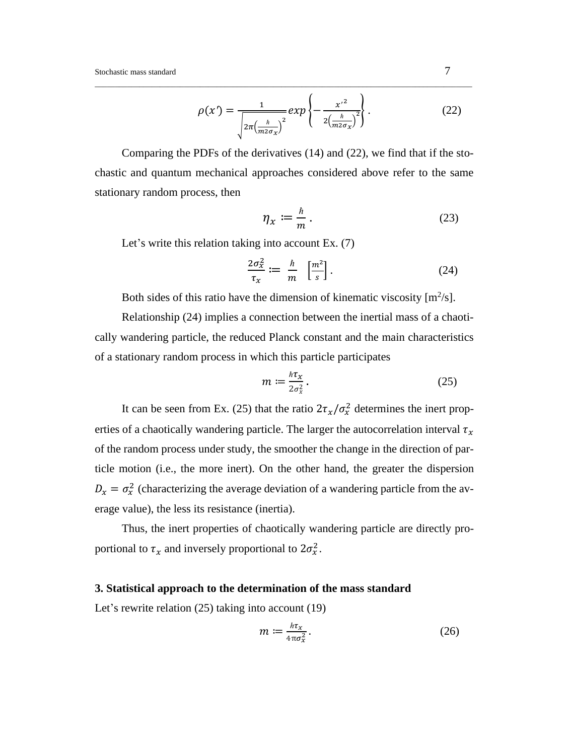$$\rho(x') = \frac{1}{\sqrt{2\pi\left(\frac{\hbar}{m2\sigma_x}\right)^2}} exp\left\{-\frac{{x'}^2}{2\left(\frac{\hbar}{m2\sigma_x}\right)^2}\right\}. \tag{22}$$

Comparing the PDFs of the derivatives (14) and (22), we find that if the stochastic and quantum mechanical approaches considered above refer to the same stationary random process, then

$$\eta_x \coloneqq \frac{\hbar}{m}. \tag{23}$$

Let's write this relation taking into account Ex. (7)

$$\frac{2\sigma_x^2}{\tau_x} \coloneqq \frac{\hbar}{m} \quad \left[\frac{m^2}{s}\right]. \tag{24}$$

Both sides of this ratio have the dimension of kinematic viscosity [m$^2$/s].

Relationship (24) implies a connection between the inertial mass of a chaotically wandering particle, the reduced Planck constant and the main characteristics of a stationary random process in which this particle participates

$$m \coloneqq \frac{\hbar\tau_x}{2\sigma_x^2}. \tag{25}$$

It can be seen from Ex. (25) that the ratio $2\tau_x/\sigma_x^2$ determines the inert properties of a chaotically wandering particle. The larger the autocorrelation interval $\tau_x$ of the random process under study, the smoother the change in the direction of particle motion (i.e., the more inert). On the other hand, the greater the dispersion $D_x = \sigma_x^2$ (characterizing the average deviation of a wandering particle from the average value), the less its resistance (inertia).

Thus, the inert properties of chaotically wandering particle are directly proportional to $\tau_x$ and inversely proportional to $2\sigma_x^2$.

## 3. Statistical approach to the determination of the mass standard

Let's rewrite relation (25) taking into account (19)

$$m \coloneqq \frac{h\tau_x}{4\pi\sigma_x^2}. \tag{26}$$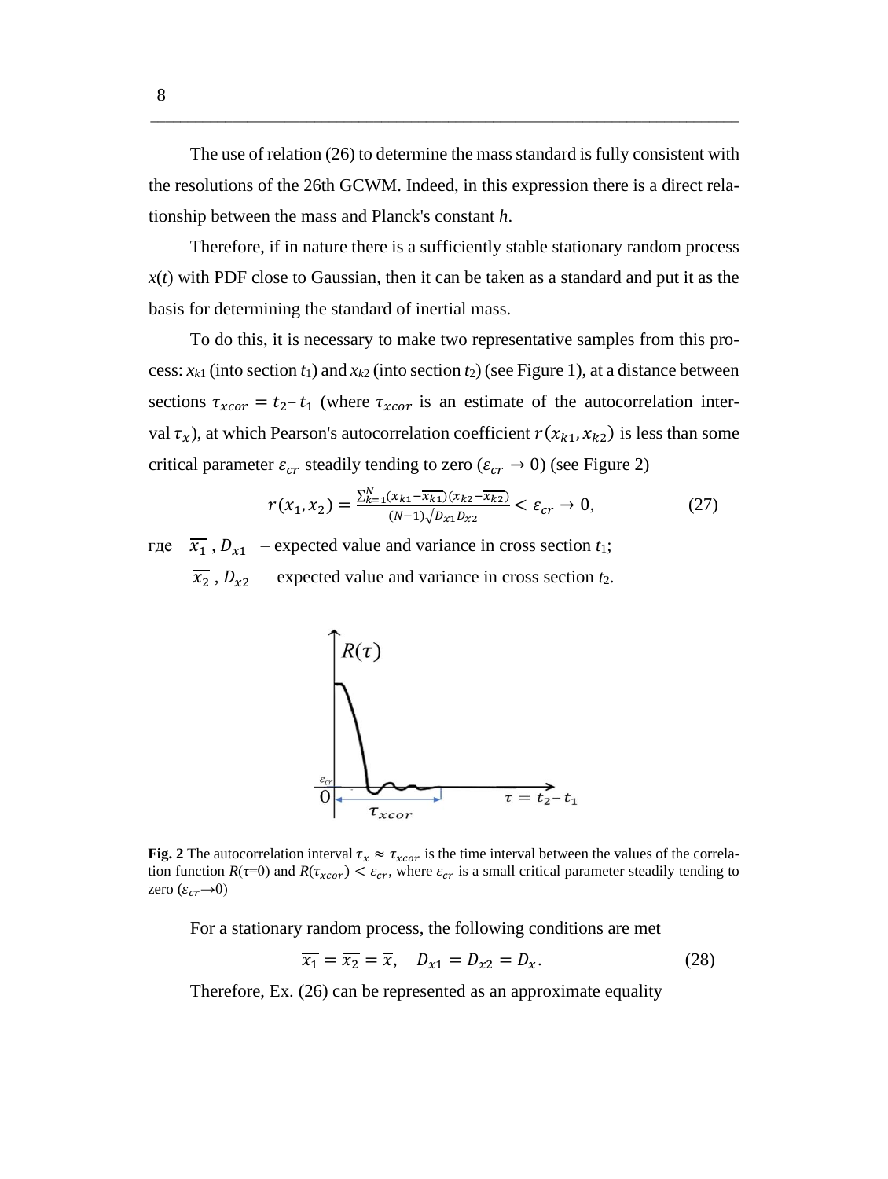The use of relation (26) to determine the mass standard is fully consistent with the resolutions of the 26th GCWM. Indeed, in this expression there is a direct relationship between the mass and Planck's constant $h$.

Therefore, if in nature there is a sufficiently stable stationary random process $x(t)$ with PDF close to Gaussian, then it can be taken as a standard and put it as the basis for determining the standard of inertial mass.

To do this, it is necessary to make two representative samples from this process: $x_{k1}$ (into section $t_1$) and $x_{k2}$ (into section $t_2$) (see Figure 1), at a distance between sections $\tau_{xcor} = t_2 - t_1$ (where $\tau_{xcor}$ is an estimate of the autocorrelation interval $\tau_x$), at which Pearson's autocorrelation coefficient $r(x_{k1}, x_{k2})$ is less than some critical parameter $\varepsilon_{cr}$ steadily tending to zero ($\varepsilon_{cr} \to 0$) (see Figure 2)

$$r(x_1, x_2) = \frac{\sum_{k=1}^{N}(x_{k1} - \overline{x_{k1}})(x_{k2} - \overline{x_{k2}})}{(N-1)\sqrt{D_{x1}D_{x2}}} < \varepsilon_{cr} \to 0, \tag{27}$$

где $\overline{x_1}$, $D_{x1}$ – expected value and variance in cross section $t_1$;

$\overline{x_2}$, $D_{x2}$ – expected value and variance in cross section $t_2$.

**Fig. 2** The autocorrelation interval $\tau_x \approx \tau_{xcor}$ is the time interval between the values of the correlation function $R(\tau=0)$ and $R(\tau_{xcor}) < \varepsilon_{cr}$, where $\varepsilon_{cr}$ is a small critical parameter steadily tending to zero ($\varepsilon_{cr} \to 0$)

For a stationary random process, the following conditions are met

$$\overline{x_1} = \overline{x_2} = \overline{x}, \quad D_{x1} = D_{x2} = D_x. \tag{28}$$

Therefore, Ex. (26) can be represented as an approximate equality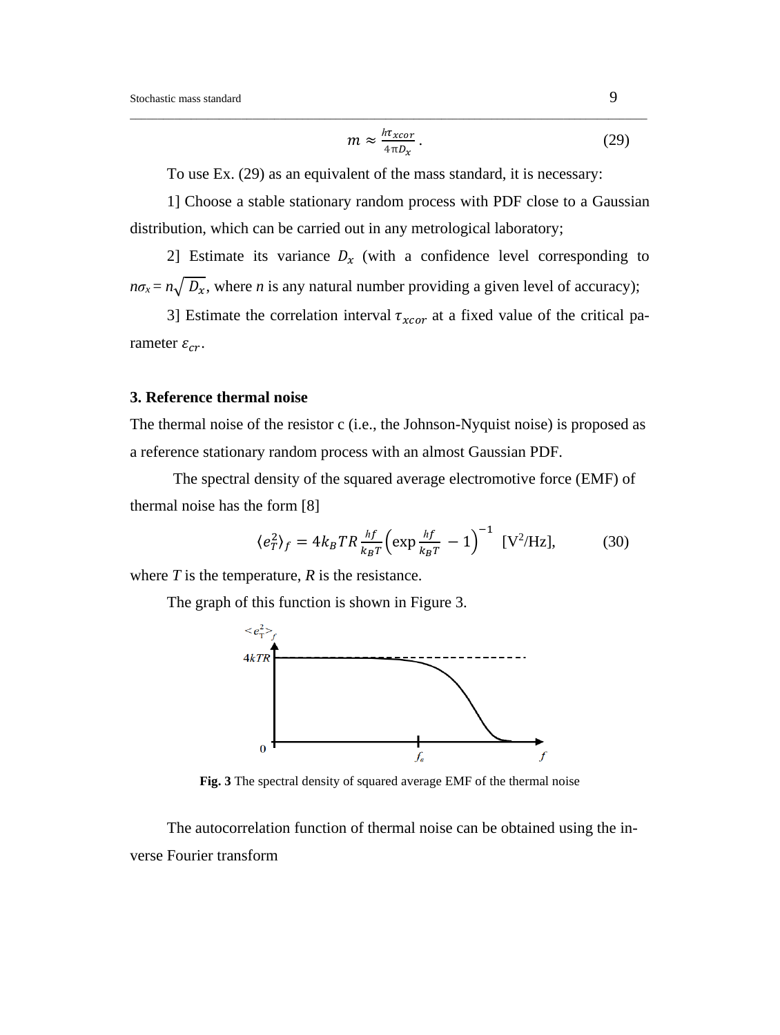$$m \approx \frac{h\tau_{xcor}}{4\pi D_x}. \quad (29)$$

To use Ex. (29) as an equivalent of the mass standard, it is necessary:

1] Choose a stable stationary random process with PDF close to a Gaussian distribution, which can be carried out in any metrological laboratory;

2] Estimate its variance $D_x$ (with a confidence level corresponding to $n\sigma_x = n\sqrt{D_x}$, where $n$ is any natural number providing a given level of accuracy);

3] Estimate the correlation interval $\tau_{xcor}$ at a fixed value of the critical parameter $\varepsilon_{cr}$.

### 3. Reference thermal noise

The thermal noise of the resistor c (i.e., the Johnson-Nyquist noise) is proposed as a reference stationary random process with an almost Gaussian PDF.

The spectral density of the squared average electromotive force (EMF) of thermal noise has the form [8]

$$\langle e_T^2 \rangle_f = 4k_B TR \frac{hf}{k_B T}\left(\exp\frac{hf}{k_B T} - 1\right)^{-1} \text{ [V}^2\text{/Hz]}, \quad (30)$$

where $T$ is the temperature, $R$ is the resistance.

The graph of this function is shown in Figure 3.

**Fig. 3** The spectral density of squared average EMF of the thermal noise

The autocorrelation function of thermal noise can be obtained using the inverse Fourier transform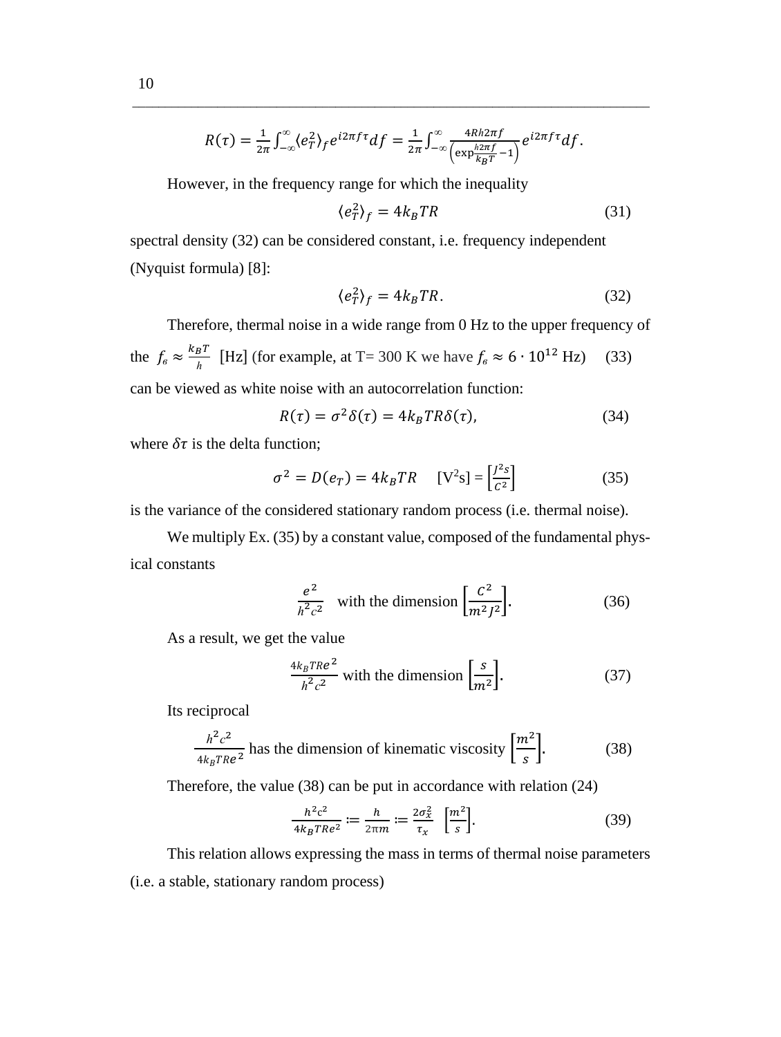$$R(\tau) = \frac{1}{2\pi}\int_{-\infty}^{\infty}\langle e_T^2\rangle_f e^{i2\pi f\tau}df = \frac{1}{2\pi}\int_{-\infty}^{\infty}\frac{4Rh2\pi f}{\left(\exp\frac{h2\pi f}{k_BT}-1\right)}e^{i2\pi f\tau}df.$$

However, in the frequency range for which the inequality

$$\langle e_T^2\rangle_f = 4k_BTR \tag{31}$$

spectral density (32) can be considered constant, i.e. frequency independent (Nyquist formula) [8]:

$$\langle e_T^2\rangle_f = 4k_BTR. \tag{32}$$

Therefore, thermal noise in a wide range from 0 Hz to the upper frequency of the $f_в \approx \frac{k_BT}{h}$ [Hz] (for example, at T= 300 K we have $f_в \approx 6 \cdot 10^{12}$ Hz) (33)

can be viewed as white noise with an autocorrelation function:

$$R(\tau) = \sigma^2\delta(\tau) = 4k_BTR\delta(\tau), \tag{34}$$

where $\delta\tau$ is the delta function;

$$\sigma^2 = D(e_T) = 4k_BTR \quad [\text{V}^2\text{s}] = \left[\frac{J^2s}{C^2}\right] \tag{35}$$

is the variance of the considered stationary random process (i.e. thermal noise).

We multiply Ex. (35) by a constant value, composed of the fundamental physical constants

$$\frac{e^2}{h^2c^2} \quad \text{with the dimension} \left[\frac{C^2}{m^2J^2}\right]. \tag{36}$$

As a result, we get the value

$$\frac{4k_BTRe^2}{h^2c^2} \text{ with the dimension } \left[\frac{s}{m^2}\right]. \tag{37}$$

Its reciprocal

$$\frac{h^2c^2}{4k_BTRe^2} \text{ has the dimension of kinematic viscosity } \left[\frac{m^2}{s}\right]. \tag{38}$$

Therefore, the value (38) can be put in accordance with relation (24)

$$\frac{h^2c^2}{4k_BTRe^2} := \frac{h}{2\pi m} := \frac{2\sigma_x^2}{\tau_x} \quad \left[\frac{m^2}{s}\right]. \tag{39}$$

This relation allows expressing the mass in terms of thermal noise parameters (i.e. a stable, stationary random process)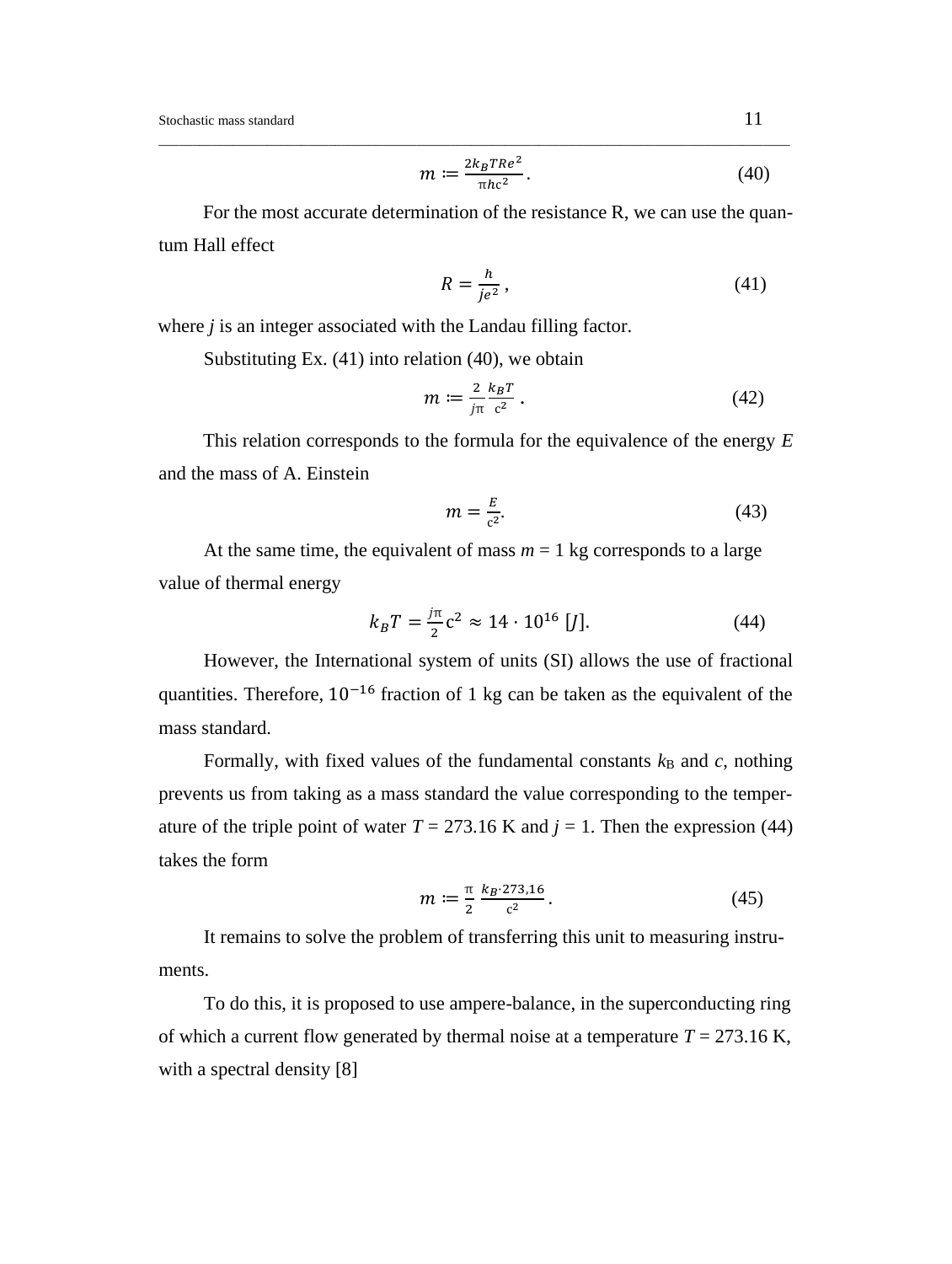$$m := \frac{2k_B TRe^2}{\pi hc^2}. \tag{40}$$

For the most accurate determination of the resistance R, we can use the quantum Hall effect

$$R = \frac{h}{je^2}, \tag{41}$$

where *j* is an integer associated with the Landau filling factor.

Substituting Ex. (41) into relation (40), we obtain

$$m := \frac{2}{j\pi}\frac{k_B T}{c^2}. \tag{42}$$

This relation corresponds to the formula for the equivalence of the energy *E* and the mass of A. Einstein

$$m = \frac{E}{c^2}. \tag{43}$$

At the same time, the equivalent of mass $m = 1$ kg corresponds to a large value of thermal energy

$$k_B T = \frac{j\pi}{2}c^2 \approx 14 \cdot 10^{16}\ [J]. \tag{44}$$

However, the International system of units (SI) allows the use of fractional quantities. Therefore, $10^{-16}$ fraction of 1 kg can be taken as the equivalent of the mass standard.

Formally, with fixed values of the fundamental constants $k_B$ and $c$, nothing prevents us from taking as a mass standard the value corresponding to the temperature of the triple point of water $T = 273.16$ K and $j = 1$. Then the expression (44) takes the form

$$m := \frac{\pi}{2}\frac{k_B \cdot 273{,}16}{c^2}. \tag{45}$$

It remains to solve the problem of transferring this unit to measuring instruments.

To do this, it is proposed to use ampere-balance, in the superconducting ring of which a current flow generated by thermal noise at a temperature $T = 273.16$ K, with a spectral density [8]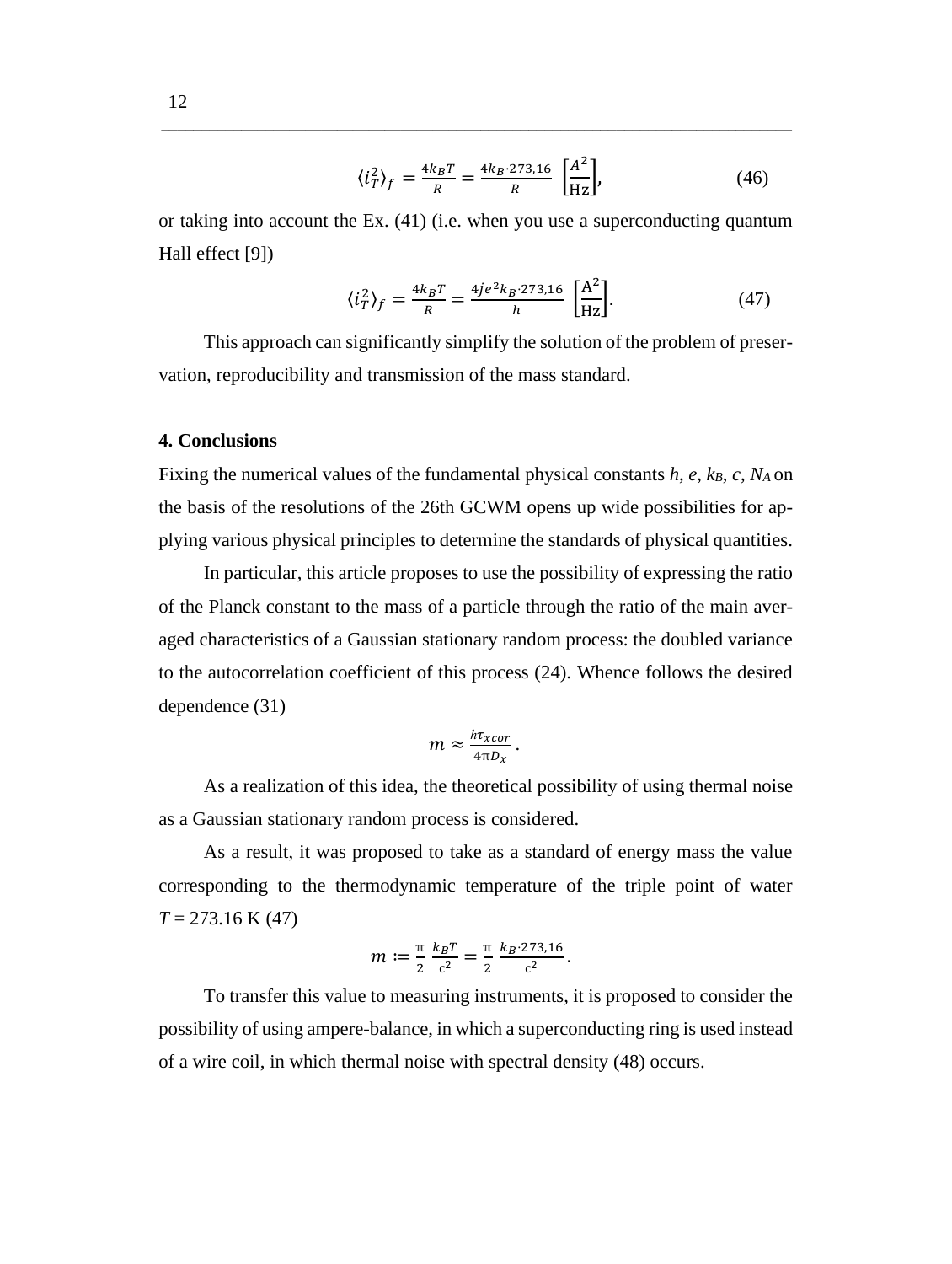$$\langle i_T^2 \rangle_f = \frac{4k_B T}{R} = \frac{4k_B \cdot 273{,}16}{R} \; \left[\frac{A^2}{\text{Hz}}\right], \tag{46}$$

or taking into account the Ex. (41) (i.e. when you use a superconducting quantum Hall effect [9])

$$\langle i_T^2 \rangle_f = \frac{4k_B T}{R} = \frac{4je^2 k_B \cdot 273{,}16}{h} \; \left[\frac{\text{A}^2}{\text{Hz}}\right]. \tag{47}$$

This approach can significantly simplify the solution of the problem of preservation, reproducibility and transmission of the mass standard.

**4. Conclusions**

Fixing the numerical values of the fundamental physical constants $h$, $e$, $k_B$, $c$, $N_A$ on the basis of the resolutions of the 26th GCWM opens up wide possibilities for applying various physical principles to determine the standards of physical quantities.

In particular, this article proposes to use the possibility of expressing the ratio of the Planck constant to the mass of a particle through the ratio of the main averaged characteristics of a Gaussian stationary random process: the doubled variance to the autocorrelation coefficient of this process (24). Whence follows the desired dependence (31)

$$m \approx \frac{h\tau_{x\,cor}}{4\pi D_x}.$$

As a realization of this idea, the theoretical possibility of using thermal noise as a Gaussian stationary random process is considered.

As a result, it was proposed to take as a standard of energy mass the value corresponding to the thermodynamic temperature of the triple point of water $T = 273.16$ K (47)

$$m \coloneqq \frac{\pi}{2} \; \frac{k_B T}{\text{c}^2} = \frac{\pi}{2} \; \frac{k_B \cdot 273{,}16}{\text{c}^2}.$$

To transfer this value to measuring instruments, it is proposed to consider the possibility of using ampere-balance, in which a superconducting ring is used instead of a wire coil, in which thermal noise with spectral density (48) occurs.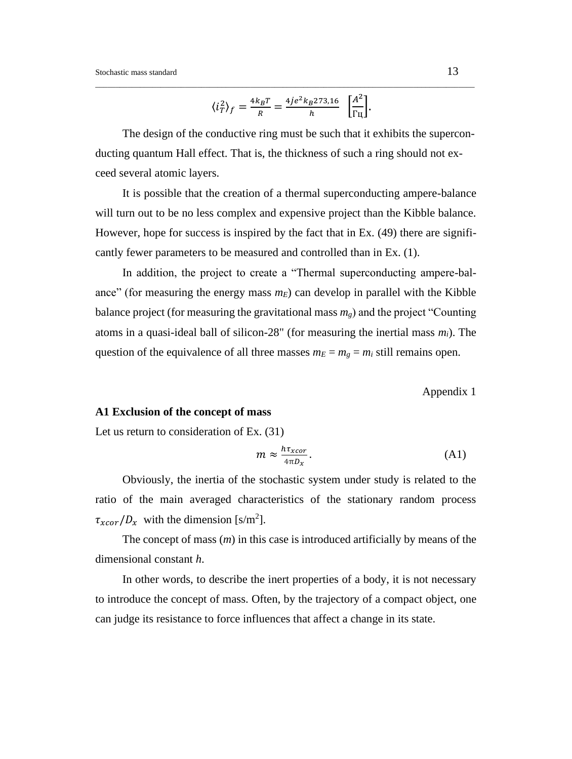$$\langle i_T^2 \rangle_f = \frac{4k_BT}{R} = \frac{4je^2k_B273{,}16}{h} \quad \left[\frac{A^2}{\text{Гц}}\right].$$

The design of the conductive ring must be such that it exhibits the superconducting quantum Hall effect. That is, the thickness of such a ring should not exceed several atomic layers.

It is possible that the creation of a thermal superconducting ampere-balance will turn out to be no less complex and expensive project than the Kibble balance. However, hope for success is inspired by the fact that in Ex. (49) there are significantly fewer parameters to be measured and controlled than in Ex. (1).

In addition, the project to create a "Thermal superconducting ampere-balance" (for measuring the energy mass $m_E$) can develop in parallel with the Kibble balance project (for measuring the gravitational mass $m_g$) and the project "Counting atoms in a quasi-ideal ball of silicon-28" (for measuring the inertial mass $m_i$). The question of the equivalence of all three masses $m_E = m_g = m_i$ still remains open.

Appendix 1

**A1 Exclusion of the concept of mass**

Let us return to consideration of Ex. (31)

$$m \approx \frac{h\tau_{xcor}}{4\pi D_x}. \tag{A1}$$

Obviously, the inertia of the stochastic system under study is related to the ratio of the main averaged characteristics of the stationary random process $\tau_{xcor}/D_x$ with the dimension [s/m$^2$].

The concept of mass ($m$) in this case is introduced artificially by means of the dimensional constant $h$.

In other words, to describe the inert properties of a body, it is not necessary to introduce the concept of mass. Often, by the trajectory of a compact object, one can judge its resistance to force influences that affect a change in its state.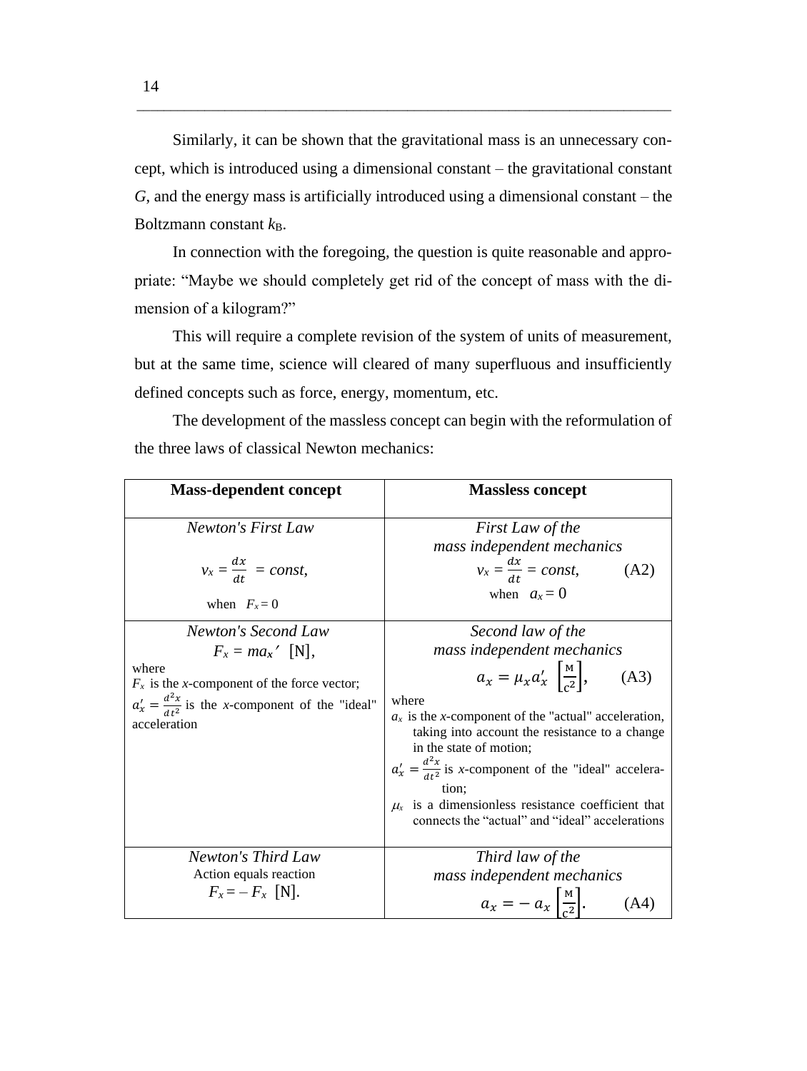Similarly, it can be shown that the gravitational mass is an unnecessary concept, which is introduced using a dimensional constant – the gravitational constant $G$, and the energy mass is artificially introduced using a dimensional constant – the Boltzmann constant $k_B$.

In connection with the foregoing, the question is quite reasonable and appropriate: "Maybe we should completely get rid of the concept of mass with the dimension of a kilogram?"

This will require a complete revision of the system of units of measurement, but at the same time, science will cleared of many superfluous and insufficiently defined concepts such as force, energy, momentum, etc.

The development of the massless concept can begin with the reformulation of the three laws of classical Newton mechanics:

| **Mass-dependent concept** | **Massless concept** |
|---|---|
| *Newton's First Law*<br>$v_x = \frac{dx}{dt} = const,$<br>when $F_x = 0$ | *First Law of the mass independent mechanics*<br>$v_x = \frac{dx}{dt} = const,$ (A2)<br>when $a_x = 0$ |
| *Newton's Second Law*<br>$F_x = ma_x'$ [N],<br>where<br>$F_x$ is the $x$-component of the force vector;<br>$a_x' = \frac{d^2x}{dt^2}$ is the $x$-component of the "ideal" acceleration | *Second law of the mass independent mechanics*<br>$a_x = \mu_x a_x' \left[\frac{\text{м}}{\text{с}^2}\right],$ (A3)<br>where<br>$a_x$ is the $x$-component of the "actual" acceleration, taking into account the resistance to a change in the state of motion;<br>$a_x' = \frac{d^2x}{dt^2}$ is $x$-component of the "ideal" acceleration;<br>$\mu_x$ is a dimensionless resistance coefficient that connects the "actual" and "ideal" accelerations |
| *Newton's Third Law*<br>Action equals reaction<br>$F_x = -F_x$ [N]. | *Third law of the mass independent mechanics*<br>$a_x = -a_x \left[\frac{\text{м}}{\text{с}^2}\right].$ (A4) |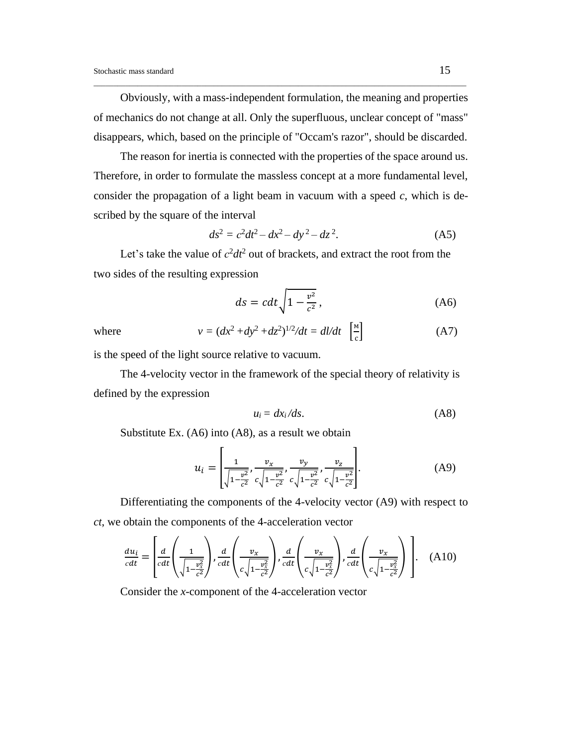Obviously, with a mass-independent formulation, the meaning and properties of mechanics do not change at all. Only the superfluous, unclear concept of "mass" disappears, which, based on the principle of "Occam's razor", should be discarded.

The reason for inertia is connected with the properties of the space around us. Therefore, in order to formulate the massless concept at a more fundamental level, consider the propagation of a light beam in vacuum with a speed $c$, which is described by the square of the interval

$$ds^2 = c^2dt^2 - dx^2 - dy^2 - dz^2. \tag{A5}$$

Let's take the value of $c^2dt^2$ out of brackets, and extract the root from the two sides of the resulting expression

$$ds = cdt\sqrt{1 - \frac{v^2}{c^2}}\,, \tag{A6}$$

where

$$v = (dx^2 + dy^2 + dz^2)^{1/2}/dt = dl/dt \quad \left[\frac{\text{м}}{\text{с}}\right] \tag{A7}$$

is the speed of the light source relative to vacuum.

The 4-velocity vector in the framework of the special theory of relativity is defined by the expression

$$u_i = dx_i/ds. \tag{A8}$$

Substitute Ex. (A6) into (A8), as a result we obtain

$$u_i = \left[\frac{1}{\sqrt{1-\frac{v^2}{c^2}}}, \frac{v_x}{c\sqrt{1-\frac{v^2}{c^2}}}, \frac{v_y}{c\sqrt{1-\frac{v^2}{c^2}}}, \frac{v_z}{c\sqrt{1-\frac{v^2}{c^2}}}\right]. \tag{A9}$$

Differentiating the components of the 4-velocity vector (A9) with respect to $ct$, we obtain the components of the 4-acceleration vector

$$\frac{du_i}{cdt} = \left[\frac{d}{cdt}\left(\frac{1}{\sqrt{1-\frac{v_x^2}{c^2}}}\right), \frac{d}{cdt}\left(\frac{v_x}{c\sqrt{1-\frac{v_x^2}{c^2}}}\right), \frac{d}{cdt}\left(\frac{v_x}{c\sqrt{1-\frac{v_x^2}{c^2}}}\right), \frac{d}{cdt}\left(\frac{v_x}{c\sqrt{1-\frac{v_x^2}{c^2}}}\right)\right]. \tag{A10}$$

Consider the $x$-component of the 4-acceleration vector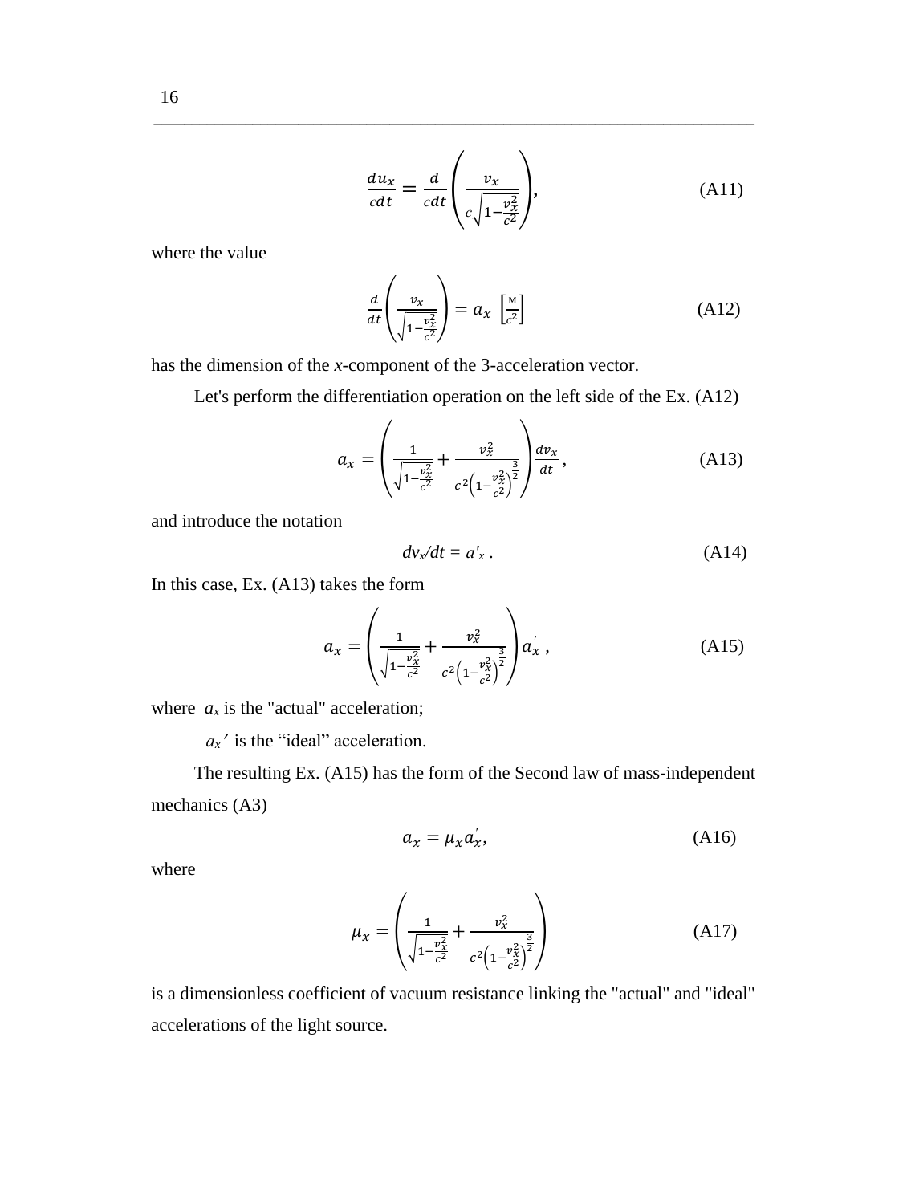$$\frac{du_x}{cdt} = \frac{d}{cdt}\left(\frac{v_x}{c\sqrt{1-\frac{v_x^2}{c^2}}}\right), \tag{A11}$$

where the value

$$\frac{d}{dt}\left(\frac{v_x}{\sqrt{1-\frac{v_x^2}{c^2}}}\right) = a_x \;\left[\frac{\text{м}}{c^2}\right] \tag{A12}$$

has the dimension of the *x*-component of the 3-acceleration vector.

Let's perform the differentiation operation on the left side of the Ex. (A12)

$$a_x = \left(\frac{1}{\sqrt{1-\frac{v_x^2}{c^2}}} + \frac{v_x^2}{c^2\left(1-\frac{v_x^2}{c^2}\right)^{\frac{3}{2}}}\right)\frac{dv_x}{dt}, \tag{A13}$$

and introduce the notation

$$dv_x/dt = a'_x \,. \tag{A14}$$

In this case, Ex. (A13) takes the form

$$a_x = \left(\frac{1}{\sqrt{1-\frac{v_x^2}{c^2}}} + \frac{v_x^2}{c^2\left(1-\frac{v_x^2}{c^2}\right)^{\frac{3}{2}}}\right)a_x^{'}, \tag{A15}$$

where $a_x$ is the "actual" acceleration;

$a_x'$ is the "ideal" acceleration.

The resulting Ex. (A15) has the form of the Second law of mass-independent mechanics (A3)

$$a_x = \mu_x a_x^{'}, \tag{A16}$$

where

$$\mu_x = \left(\frac{1}{\sqrt{1-\frac{v_x^2}{c^2}}} + \frac{v_x^2}{c^2\left(1-\frac{v_x^2}{c^2}\right)^{\frac{3}{2}}}\right) \tag{A17}$$

is a dimensionless coefficient of vacuum resistance linking the "actual" and "ideal" accelerations of the light source.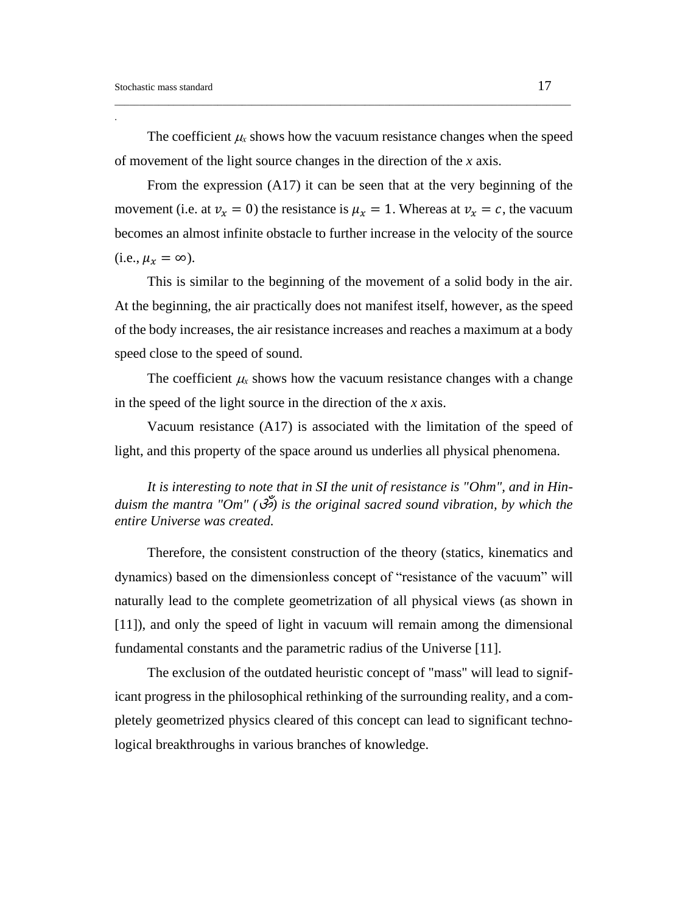The coefficient $\mu_x$ shows how the vacuum resistance changes when the speed of movement of the light source changes in the direction of the *x* axis.

From the expression (A17) it can be seen that at the very beginning of the movement (i.e. at $v_x = 0$) the resistance is $\mu_x = 1$. Whereas at $v_x = c$, the vacuum becomes an almost infinite obstacle to further increase in the velocity of the source (i.e., $\mu_x = \infty$).

This is similar to the beginning of the movement of a solid body in the air. At the beginning, the air practically does not manifest itself, however, as the speed of the body increases, the air resistance increases and reaches a maximum at a body speed close to the speed of sound.

The coefficient $\mu_x$ shows how the vacuum resistance changes with a change in the speed of the light source in the direction of the *x* axis.

Vacuum resistance (A17) is associated with the limitation of the speed of light, and this property of the space around us underlies all physical phenomena.

*It is interesting to note that in SI the unit of resistance is "Ohm", and in Hinduism the mantra "Om" (ॐ) is the original sacred sound vibration, by which the entire Universe was created.*

Therefore, the consistent construction of the theory (statics, kinematics and dynamics) based on the dimensionless concept of "resistance of the vacuum" will naturally lead to the complete geometrization of all physical views (as shown in [11]), and only the speed of light in vacuum will remain among the dimensional fundamental constants and the parametric radius of the Universe [11].

The exclusion of the outdated heuristic concept of "mass" will lead to significant progress in the philosophical rethinking of the surrounding reality, and a completely geometrized physics cleared of this concept can lead to significant technological breakthroughs in various branches of knowledge.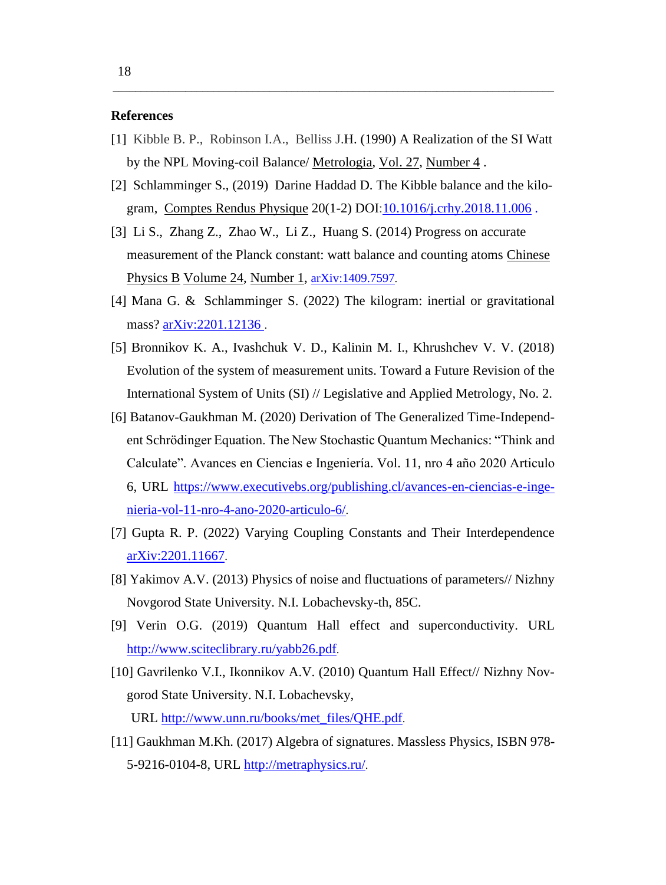## References

[1] Kibble B. P., Robinson I.A., Belliss J.H. (1990) A Realization of the SI Watt by the NPL Moving-coil Balance/ Metrologia, Vol. 27, Number 4 .

[2] Schlamminger S., (2019) Darine Haddad D. The Kibble balance and the kilogram, Comptes Rendus Physique 20(1-2) DOI:10.1016/j.crhy.2018.11.006 .

[3] Li S., Zhang Z., Zhao W., Li Z., Huang S. (2014) Progress on accurate measurement of the Planck constant: watt balance and counting atoms Chinese Physics B Volume 24, Number 1, arXiv:1409.7597.

[4] Mana G. & Schlamminger S. (2022) The kilogram: inertial or gravitational mass? arXiv:2201.12136 .

[5] Bronnikov K. A., Ivashchuk V. D., Kalinin M. I., Khrushchev V. V. (2018) Evolution of the system of measurement units. Toward a Future Revision of the International System of Units (SI) // Legislative and Applied Metrology, No. 2.

[6] Batanov-Gaukhman M. (2020) Derivation of The Generalized Time-Independent Schrödinger Equation. The New Stochastic Quantum Mechanics: "Think and Calculate". Avances en Ciencias e Ingeniería. Vol. 11, nro 4 año 2020 Articulo 6, URL https://www.executivebs.org/publishing.cl/avances-en-ciencias-e-ingenieria-vol-11-nro-4-ano-2020-articulo-6/.

[7] Gupta R. P. (2022) Varying Coupling Constants and Their Interdependence arXiv:2201.11667.

[8] Yakimov A.V. (2013) Physics of noise and fluctuations of parameters// Nizhny Novgorod State University. N.I. Lobachevsky-th, 85C.

[9] Verin O.G. (2019) Quantum Hall effect and superconductivity. URL http://www.sciteclibrary.ru/yabb26.pdf.

[10] Gavrilenko V.I., Ikonnikov A.V. (2010) Quantum Hall Effect// Nizhny Novgorod State University. N.I. Lobachevsky, URL http://www.unn.ru/books/met_files/QHE.pdf.

[11] Gaukhman M.Kh. (2017) Algebra of signatures. Massless Physics, ISBN 978-5-9216-0104-8, URL http://metraphysics.ru/.